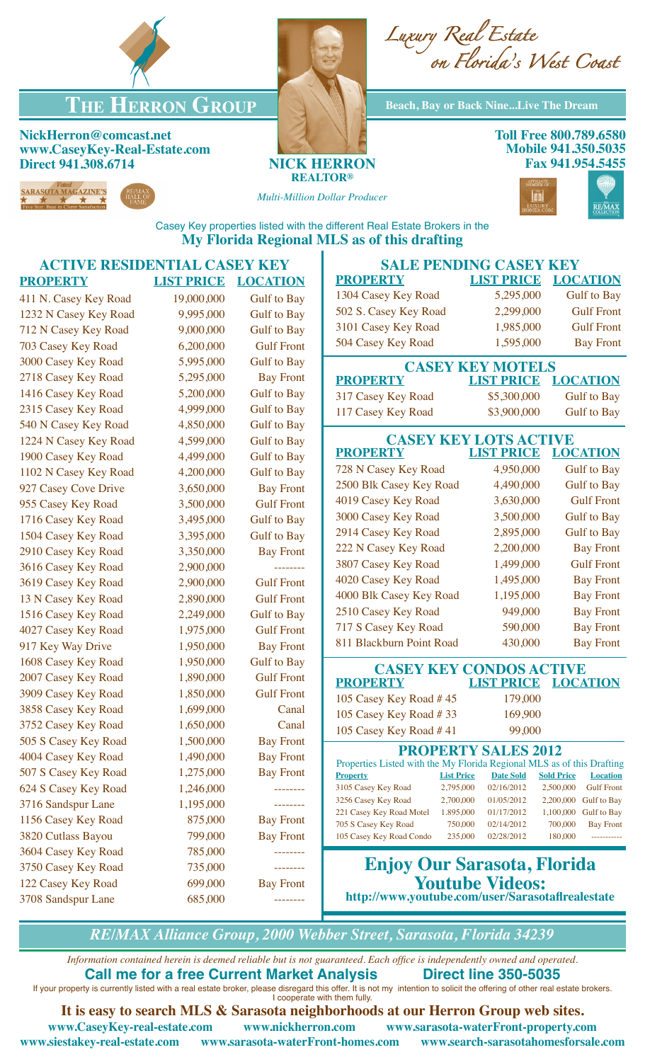# The Herron Group

*Luxury Real Estate on Florida's West Coast*

**Beach, Bay or Back Nine...Live The Dream**

**NickHerron@comcast.net**
**www.CaseyKey-Real-Estate.com**
**Direct 941.308.6714**

**NICK HERRON**
**REALTOR®**
*Multi-Million Dollar Producer*

**Toll Free 800.789.6580**
**Mobile 941.350.5035**
**Fax 941.954.5455**

Voted Sarasota Magazine's Five Star: Best in Client Satisfaction

RE/MAX Hall of Fame

Casey Key properties listed with the different Real Estate Brokers in the
**My Florida Regional MLS as of this drafting**

## ACTIVE RESIDENTIAL CASEY KEY

| PROPERTY | LIST PRICE | LOCATION |
|---|---|---|
| 411 N. Casey Key Road | 19,000,000 | Gulf to Bay |
| 1232 N Casey Key Road | 9,995,000 | Gulf to Bay |
| 712 N Casey Key Road | 9,000,000 | Gulf to Bay |
| 703 Casey Key Road | 6,200,000 | Gulf Front |
| 3000 Casey Key Road | 5,995,000 | Gulf to Bay |
| 2718 Casey Key Road | 5,295,000 | Bay Front |
| 1416 Casey Key Road | 5,200,000 | Gulf to Bay |
| 2315 Casey Key Road | 4,999,000 | Gulf to Bay |
| 540 N Casey Key Road | 4,850,000 | Gulf to Bay |
| 1224 N Casey Key Road | 4,599,000 | Gulf to Bay |
| 1900 Casey Key Road | 4,499,000 | Gulf to Bay |
| 1102 N Casey Key Road | 4,200,000 | Gulf to Bay |
| 927 Casey Cove Drive | 3,650,000 | Bay Front |
| 955 Casey Key Road | 3,500,000 | Gulf Front |
| 1716 Casey Key Road | 3,495,000 | Gulf to Bay |
| 1504 Casey Key Road | 3,395,000 | Gulf to Bay |
| 2910 Casey Key Road | 3,350,000 | Bay Front |
| 3616 Casey Key Road | 2,900,000 | -------- |
| 3619 Casey Key Road | 2,900,000 | Gulf Front |
| 13 N Casey Key Road | 2,890,000 | Gulf Front |
| 1516 Casey Key Road | 2,249,000 | Gulf to Bay |
| 4027 Casey Key Road | 1,975,000 | Gulf Front |
| 917 Key Way Drive | 1,950,000 | Bay Front |
| 1608 Casey Key Road | 1,950,000 | Gulf to Bay |
| 2007 Casey Key Road | 1,890,000 | Gulf Front |
| 3909 Casey Key Road | 1,850,000 | Gulf Front |
| 3858 Casey Key Road | 1,699,000 | Canal |
| 3752 Casey Key Road | 1,650,000 | Canal |
| 505 S Casey Key Road | 1,500,000 | Bay Front |
| 4004 Casey Key Road | 1,490,000 | Bay Front |
| 507 S Casey Key Road | 1,275,000 | Bay Front |
| 624 S Casey Key Road | 1,246,000 | -------- |
| 3716 Sandspur Lane | 1,195,000 | -------- |
| 1156 Casey Key Road | 875,000 | Bay Front |
| 3820 Cutlass Bayou | 799,000 | Bay Front |
| 3604 Casey Key Road | 785,000 | -------- |
| 3750 Casey Key Road | 735,000 | -------- |
| 122 Casey Key Road | 699,000 | Bay Front |
| 3708 Sandspur Lane | 685,000 | -------- |

## SALE PENDING CASEY KEY

| PROPERTY | LIST PRICE | LOCATION |
|---|---|---|
| 1304 Casey Key Road | 5,295,000 | Gulf to Bay |
| 502 S. Casey Key Road | 2,299,000 | Gulf Front |
| 3101 Casey Key Road | 1,985,000 | Gulf Front |
| 504 Casey Key Road | 1,595,000 | Bay Front |

## CASEY KEY MOTELS

| PROPERTY | LIST PRICE | LOCATION |
|---|---|---|
| 317 Casey Key Road | $5,300,000 | Gulf to Bay |
| 117 Casey Key Road | $3,900,000 | Gulf to Bay |

## CASEY KEY LOTS ACTIVE

| PROPERTY | LIST PRICE | LOCATION |
|---|---|---|
| 728 N Casey Key Road | 4,950,000 | Gulf to Bay |
| 2500 Blk Casey Key Road | 4,490,000 | Gulf to Bay |
| 4019 Casey Key Road | 3,630,000 | Gulf Front |
| 3000 Casey Key Road | 3,500,000 | Gulf to Bay |
| 2914 Casey Key Road | 2,895,000 | Gulf to Bay |
| 222 N Casey Key Road | 2,200,000 | Bay Front |
| 3807 Casey Key Road | 1,499,000 | Gulf Front |
| 4020 Casey Key Road | 1,495,000 | Bay Front |
| 4000 Blk Casey Key Road | 1,195,000 | Bay Front |
| 2510 Casey Key Road | 949,000 | Bay Front |
| 717 S Casey Key Road | 590,000 | Bay Front |
| 811 Blackburn Point Road | 430,000 | Bay Front |

## CASEY KEY CONDOS ACTIVE

| PROPERTY | LIST PRICE | LOCATION |
|---|---|---|
| 105 Casey Key Road # 45 | 179,000 | |
| 105 Casey Key Road # 33 | 169,900 | |
| 105 Casey Key Road # 41 | 99,000 | |

## PROPERTY SALES 2012

Properties Listed with the My Florida Regional MLS as of this Drafting

| Property | List Price | Date Sold | Sold Price | Location |
|---|---|---|---|---|
| 3105 Casey Key Road | 2,795,000 | 02/16/2012 | 2,500,000 | Gulf Front |
| 3256 Casey Key Road | 2,700,000 | 01/05/2012 | 2,200,000 | Gulf to Bay |
| 221 Casey Key Road Motel | 1,895,000 | 01/17/2012 | 1,100,000 | Gulf to Bay |
| 705 S Casey Key Road | 750,000 | 02/14/2012 | 700,000 | Bay Front |
| 105 Casey Key Road Condo | 235,000 | 02/28/2012 | 180,000 | ----------- |

## Enjoy Our Sarasota, Florida Youtube Videos:

**http://www.youtube.com/user/Sarasotaflrealestate**

*RE/MAX Alliance Group, 2000 Webber Street, Sarasota, Florida 34239*

*Information contained herein is deemed reliable but is not guaranteed. Each office is independently owned and operated.*

**Call me for a free Current Market Analysis Direct line 350-5035**

If your property is currently listed with a real estate broker, please disregard this offer. It is not my intention to solicit the offering of other real estate brokers. I cooperate with them fully.

**It is easy to search MLS & Sarasota neighborhoods at our Herron Group web sites.**

**www.CaseyKey-real-estate.com www.nickherron.com www.sarasota-waterFront-property.com**
**www.siestakey-real-estate.com www.sarasota-waterFront-homes.com www.search-sarasotahomesforsale.com**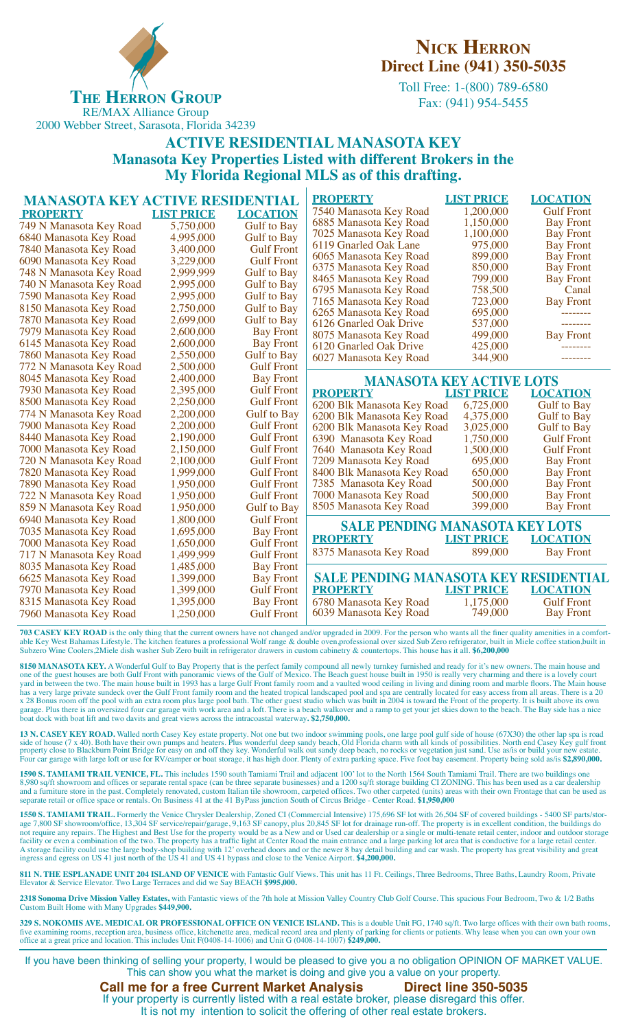# The Herron Group

RE/MAX Alliance Group
2000 Webber Street, Sarasota, Florida 34239

## Nick Herron

**Direct Line (941) 350-5035**

Toll Free: 1-(800) 789-6580
Fax: (941) 954-5455

## ACTIVE RESIDENTIAL MANASOTA KEY

### Manasota Key Properties Listed with different Brokers in the My Florida Regional MLS as of this drafting.

### MANASOTA KEY ACTIVE RESIDENTIAL

| PROPERTY | LIST PRICE | LOCATION |
|---|---|---|
| 749 N Manasota Key Road | 5,750,000 | Gulf to Bay |
| 6840 Manasota Key Road | 4,995,000 | Gulf to Bay |
| 7840 Manasota Key Road | 3,400,000 | Gulf Front |
| 6090 Manasota Key Road | 3,229,000 | Gulf Front |
| 748 N Manasota Key Road | 2,999,999 | Gulf to Bay |
| 740 N Manasota Key Road | 2,995,000 | Gulf to Bay |
| 7590 Manasota Key Road | 2,995,000 | Gulf to Bay |
| 8150 Manasota Key Road | 2,750,000 | Gulf to Bay |
| 7870 Manasota Key Road | 2,699,000 | Gulf to Bay |
| 7979 Manasota Key Road | 2,600,000 | Bay Front |
| 6145 Manasota Key Road | 2,600,000 | Bay Front |
| 7860 Manasota Key Road | 2,550,000 | Gulf to Bay |
| 772 N Manasota Key Road | 2,500,000 | Gulf Front |
| 8045 Manasota Key Road | 2,400,000 | Bay Front |
| 7930 Manasota Key Road | 2,395,000 | Gulf Front |
| 8500 Manasota Key Road | 2,250,000 | Gulf Front |
| 774 N Manasota Key Road | 2,200,000 | Gulf to Bay |
| 7900 Manasota Key Road | 2,200,000 | Gulf Front |
| 8440 Manasota Key Road | 2,190,000 | Gulf Front |
| 7000 Manasota Key Road | 2,150,000 | Gulf Front |
| 720 N Manasota Key Road | 2,100,000 | Gulf Front |
| 7820 Manasota Key Road | 1,999,000 | Gulf Front |
| 7890 Manasota Key Road | 1,950,000 | Gulf Front |
| 722 N Manasota Key Road | 1,950,000 | Gulf Front |
| 859 N Manasota Key Road | 1,950,000 | Gulf to Bay |
| 6940 Manasota Key Road | 1,800,000 | Gulf Front |
| 7035 Manasota Key Road | 1,695,000 | Bay Front |
| 7000 Manasota Key Road | 1,650,000 | Gulf Front |
| 717 N Manasota Key Road | 1,499,999 | Gulf Front |
| 8035 Manasota Key Road | 1,485,000 | Bay Front |
| 6625 Manasota Key Road | 1,399,000 | Bay Front |
| 7970 Manasota Key Road | 1,399,000 | Gulf Front |
| 8315 Manasota Key Road | 1,395,000 | Bay Front |
| 7960 Manasota Key Road | 1,250,000 | Gulf Front |
| 7540 Manasota Key Road | 1,200,000 | Gulf Front |
| 6885 Manasota Key Road | 1,150,000 | Bay Front |
| 7025 Manasota Key Road | 1,100,000 | Bay Front |
| 6119 Gnarled Oak Lane | 975,000 | Bay Front |
| 6065 Manasota Key Road | 899,000 | Bay Front |
| 6375 Manasota Key Road | 850,000 | Bay Front |
| 8465 Manasota Key Road | 799,000 | Bay Front |
| 6795 Manasota Key Road | 758,500 | Canal |
| 7165 Manasota Key Road | 723,000 | Bay Front |
| 6265 Manasota Key Road | 695,000 | -------- |
| 6126 Gnarled Oak Drive | 537,000 | -------- |
| 8075 Manasota Key Road | 499,000 | Bay Front |
| 6120 Gnarled Oak Drive | 425,000 | -------- |
| 6027 Manasota Key Road | 344,900 | -------- |

### MANASOTA KEY ACTIVE LOTS

| PROPERTY | LIST PRICE | LOCATION |
|---|---|---|
| 6200 Blk Manasota Key Road | 6,725,000 | Gulf to Bay |
| 6200 Blk Manasota Key Road | 4,375,000 | Gulf to Bay |
| 6200 Blk Manasota Key Road | 3,025,000 | Gulf to Bay |
| 6390 Manasota Key Road | 1,750,000 | Gulf Front |
| 7640 Manasota Key Road | 1,500,000 | Gulf Front |
| 7209 Manasota Key Road | 695,000 | Bay Front |
| 8400 Blk Manasota Key Road | 650,000 | Bay Front |
| 7385 Manasota Key Road | 500,000 | Bay Front |
| 7000 Manasota Key Road | 500,000 | Bay Front |
| 8505 Manasota Key Road | 399,000 | Bay Front |

### SALE PENDING MANASOTA KEY LOTS

| PROPERTY | LIST PRICE | LOCATION |
|---|---|---|
| 8375 Manasota Key Road | 899,000 | Bay Front |

### SALE PENDING MANASOTA KEY RESIDENTIAL

| PROPERTY | LIST PRICE | LOCATION |
|---|---|---|
| 6780 Manasota Key Road | 1,175,000 | Gulf Front |
| 6039 Manasota Key Road | 749,000 | Bay Front |

**703 CASEY KEY ROAD** is the only thing that the current owners have not changed and/or upgraded in 2009. For the person who wants all the finer quality amenities in a comfortable Key West Bahamas Lifestyle. The kitchen features a professional Wolf range & double oven,professional over sized Sub Zero refrigerator, built in Miele coffee station,built in Subzero Wine Coolers,2Miele dish washer Sub Zero built in refrigerator drawers in custom cabinetry & countertops. This house has it all. **$6,200,000**

**8150 MANASOTA KEY.** A Wonderful Gulf to Bay Property that is the perfect family compound all newly turnkey furnished and ready for it's new owners. The main house and one of the guest houses are both Gulf Front with panoramic views of the Gulf of Mexico. The Beach guest house built in 1950 is really very charming and there is a lovely court yard in between the two. The main house built in 1993 has a large Gulf Front family room and a vaulted wood ceiling in living and dining room and marble floors. The Main house has a very large private sundeck over the Gulf Front family room and the heated tropical landscaped pool and spa are centrally located for easy access from all areas. There is a 20 x 28 Bonus room off the pool with an extra room plus large pool bath. The other guest studio which was built in 2004 is toward the Front of the property. It is built above its own garage. Plus there is an oversized four car garage with work area and a loft. There is a beach walkover and a ramp to get your jet skies down to the beach. The Bay side has a nice boat dock with boat lift and two davits and great views across the intracoastal waterway**. $2,750,000.**

**13 N. CASEY KEY ROAD.** Walled north Casey Key estate property. Not one but two indoor swimming pools, one large pool gulf side of house (67X30) the other lap spa is road side of house (7 x 40). Both have their own pumps and heaters. Plus wonderful deep sandy beach, Old Florida charm with all kinds of possibilities. North end Casey Key gulf front property close to Blackburn Point Bridge for easy on and off they key. Wonderful walk out sandy deep beach, no rocks or vegetation just sand. Use as/is or build your new estate. Four car garage with large loft or use for RV/camper or boat storage, it has high door. Plenty of extra parking space. Five foot bay easement. Property being sold as/is **$2,890,000.**

**1590 S. TAMIAMI TRAIL VENICE, FL.** This includes 1590 south Tamiami Trail and adjacent 100' lot to the North 1564 South Tamiami Trail. There are two buildings one 8,980 sq/ft showroom and offices or separate rental space (can be three separate businesses) and a 1200 sq/ft storage building CI ZONING. This has been used as a car dealership and a furniture store in the past. Completely renovated, custom Italian tile showroom, carpeted offices. Two other carpeted (units) areas with their own Frontage that can be used as separate retail or office space or rentals. On Business 41 at the 41 ByPass junction South of Circus Bridge - Center Road. **$1,950,000**

**1550 S. TAMIAMI TRAIL.** Formerly the Venice Chrysler Dealership, Zoned CI (Commercial Intensive) 175,696 SF lot with 26,504 SF of covered buildings - 5400 SF parts/storage 7,800 SF showroom/office, 13,304 SF service/repair/garage, 9,163 SF canopy, plus 20,845 SF lot for drainage run-off. The property is in excellent condition, the buildings do not require any repairs. The Highest and Best Use for the property would be as a New and or Used car dealership or a single or multi-tenate retail center, indoor and outdoor storage facility or even a combination of the two. The property has a traffic light at Center Road the main entrance and a large parking lot area that is conductive for a large retail center. A storage facility could use the large body-shop building with 12' overhead doors and or the newer 8 bay detail building and car wash. The property has great visibility and great ingress and egress on US 41 just north of the US 41 and US 41 bypass and close to the Venice Airport. **$4,200,000.**

**811 N. THE ESPLANADE UNIT 204 ISLAND OF VENICE** with Fantastic Gulf Views. This unit has 11 Ft. Ceilings, Three Bedrooms, Three Baths, Laundry Room, Private Elevator & Service Elevator. Two Large Terraces and did we Say BEACH **$995,000.**

**2318 Sonoma Drive Mission Valley Estates,** with Fantastic views of the 7th hole at Mission Valley Country Club Golf Course. This spacious Four Bedroom, Two & 1/2 Baths Custom Built Home with Many Upgrades **$449,900.**

**329 S. NOKOMIS AVE. MEDICAL OR PROFESSIONAL OFFICE ON VENICE ISLAND.** This is a double Unit FG, 1740 sq/ft. Two large offices with their own bath rooms, five examining rooms, reception area, business office, kitchenette area, medical record area and plenty of parking for clients or patients. Why lease when you can own your own office at a great price and location. This includes Unit F(0408-14-1006) and Unit G (0408-14-1007) **$249,000.**

If you have been thinking of selling your property, I would be pleased to give you a no obligation OPINION OF MARKET VALUE. This can show you what the market is doing and give you a value on your property.

**Call me for a free Current Market Analysis Direct line 350-5035**

If your property is currently listed with a real estate broker, please disregard this offer. It is not my intention to solicit the offering of other real estate brokers.